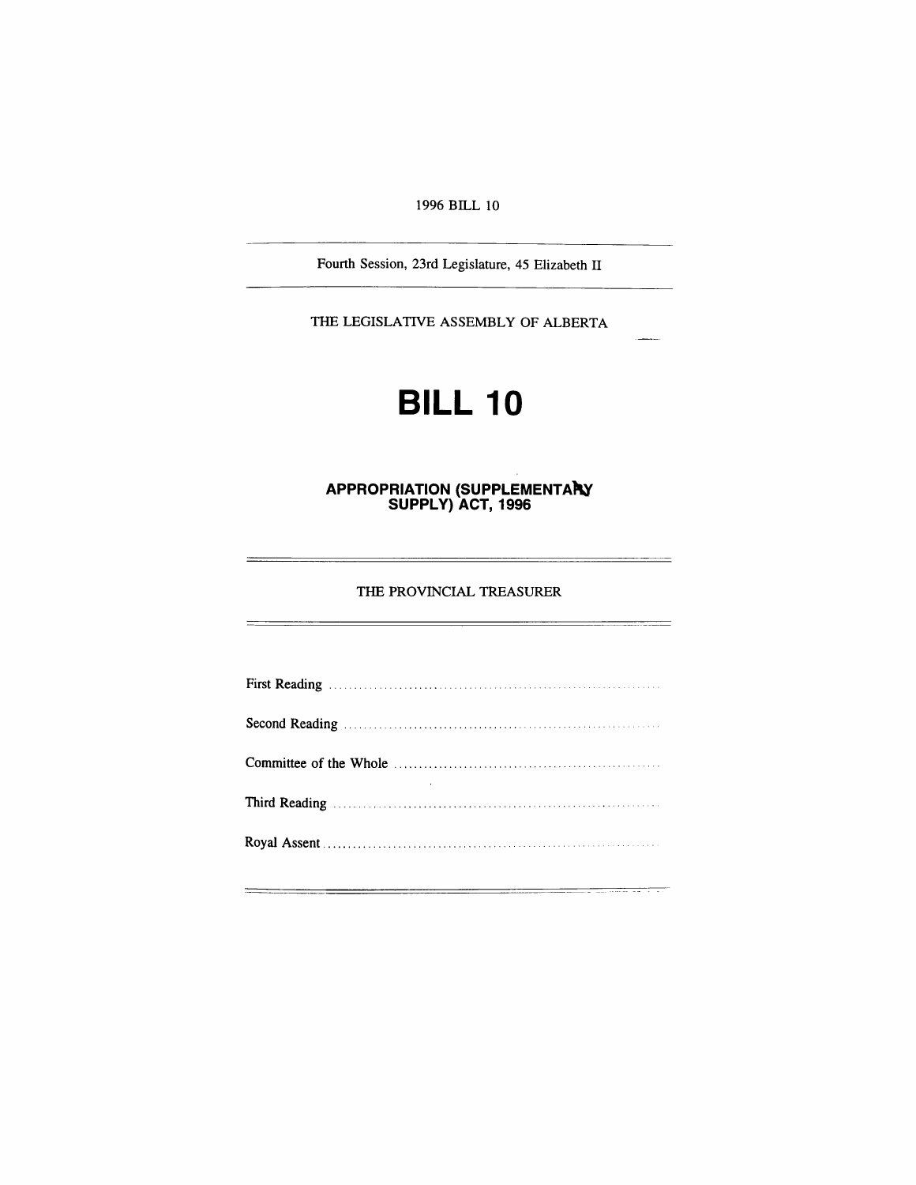1996 BILL 10

Fourth Session, 23rd Legislature, 45 Elizabeth II

THE LEGISLATIVE ASSEMBLY OF ALBERTA

# BILL 10

## APPROPRIATION (SUPPLEMENTARY SUPPLY) ACT, 1996

THE PROVINCIAL TREASURER

First Reading ..........................................................................

Second Reading ..........................................................................

Committee of the Whole ..........................................................................

Third Reading ..........................................................................

Royal Assent ..........................................................................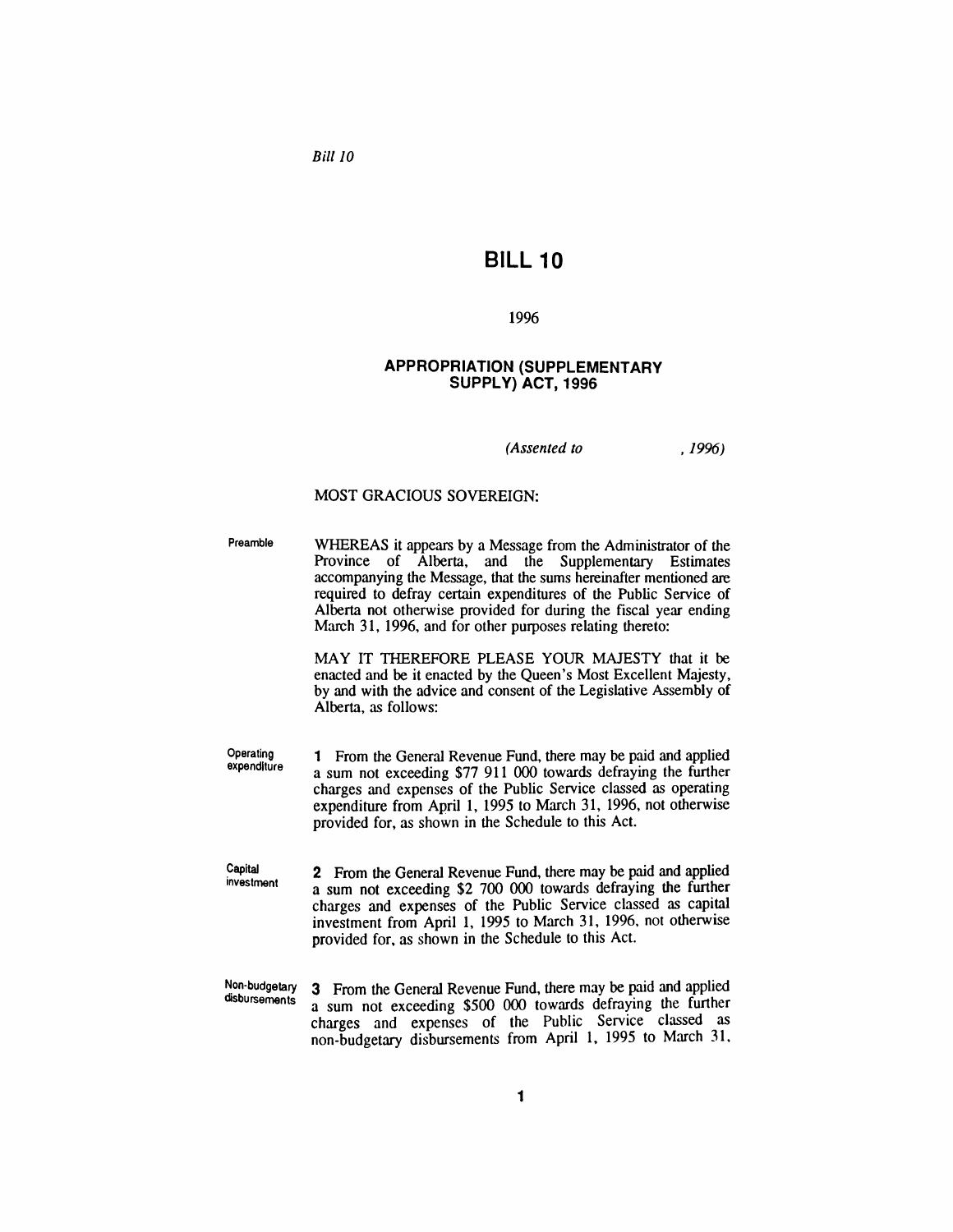*Bill 10*

# BILL 10

1996

## APPROPRIATION (SUPPLEMENTARY SUPPLY) ACT, 1996

*(Assented to , 1996)*

MOST GRACIOUS SOVEREIGN:

Preamble

WHEREAS it appears by a Message from the Administrator of the Province of Alberta, and the Supplementary Estimates accompanying the Message, that the sums hereinafter mentioned are required to defray certain expenditures of the Public Service of Alberta not otherwise provided for during the fiscal year ending March 31, 1996, and for other purposes relating thereto:

MAY IT THEREFORE PLEASE YOUR MAJESTY that it be enacted and be it enacted by the Queen's Most Excellent Majesty, by and with the advice and consent of the Legislative Assembly of Alberta, as follows:

Operating expenditure

**1** From the General Revenue Fund, there may be paid and applied a sum not exceeding $77 911 000 towards defraying the further charges and expenses of the Public Service classed as operating expenditure from April 1, 1995 to March 31, 1996, not otherwise provided for, as shown in the Schedule to this Act.

Capital investment

**2** From the General Revenue Fund, there may be paid and applied a sum not exceeding $2 700 000 towards defraying the further charges and expenses of the Public Service classed as capital investment from April 1, 1995 to March 31, 1996, not otherwise provided for, as shown in the Schedule to this Act.

Non-budgetary disbursements

**3** From the General Revenue Fund, there may be paid and applied a sum not exceeding $500 000 towards defraying the further charges and expenses of the Public Service classed as non-budgetary disbursements from April 1, 1995 to March 31,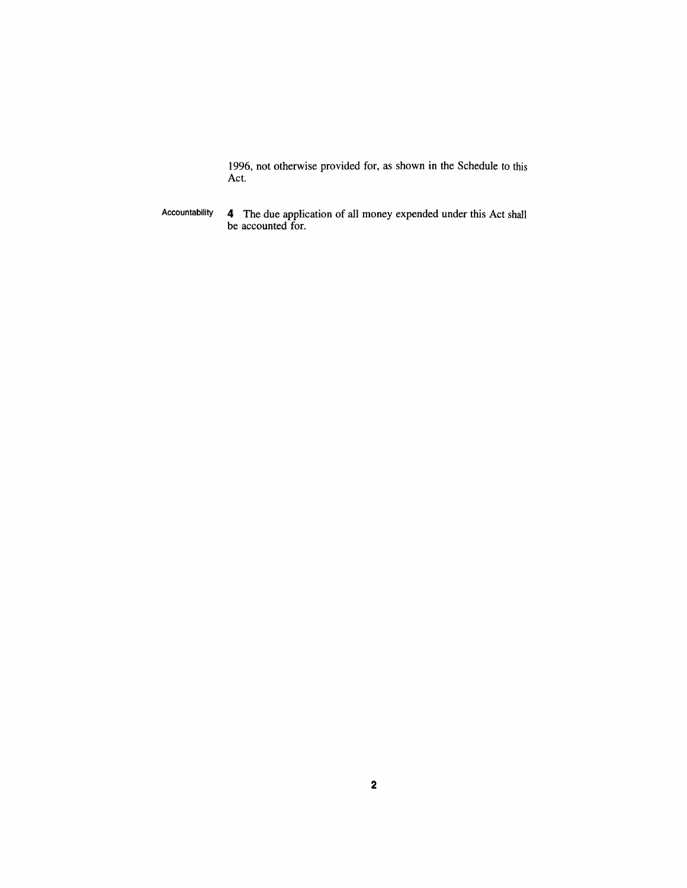1996, not otherwise provided for, as shown in the Schedule to this Act.

Accountability

**4** The due application of all money expended under this Act shall be accounted for.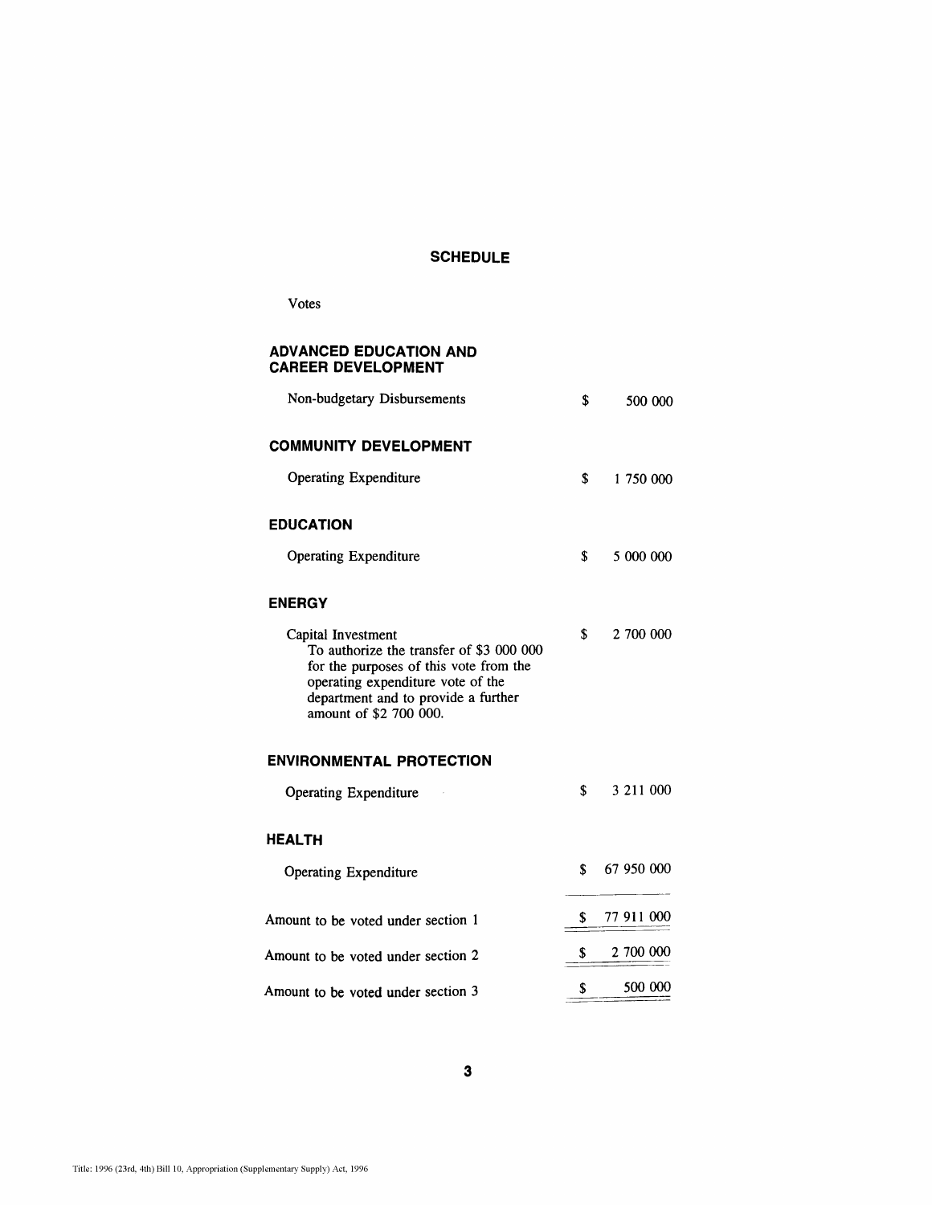## SCHEDULE

Votes

### ADVANCED EDUCATION AND CAREER DEVELOPMENT

| | | |
|---|---|---|
| Non-budgetary Disbursements | $ | 500 000 |

### COMMUNITY DEVELOPMENT

| | | |
|---|---|---|
| Operating Expenditure | $ | 1 750 000 |

### EDUCATION

| | | |
|---|---|---|
| Operating Expenditure | $ | 5 000 000 |

### ENERGY

| | | |
|---|---|---|
| Capital Investment<br>To authorize the transfer of $3 000 000 for the purposes of this vote from the operating expenditure vote of the department and to provide a further amount of $2 700 000. | $ | 2 700 000 |

### ENVIRONMENTAL PROTECTION

| | | |
|---|---|---|
| Operating Expenditure | $ | 3 211 000 |

### HEALTH

| | | |
|---|---|---|
| Operating Expenditure | $ | 67 950 000 |

| | | |
|---|---|---|
| Amount to be voted under section 1 | $ | 77 911 000 |
| Amount to be voted under section 2 | $ | 2 700 000 |
| Amount to be voted under section 3 | $ | 500 000 |